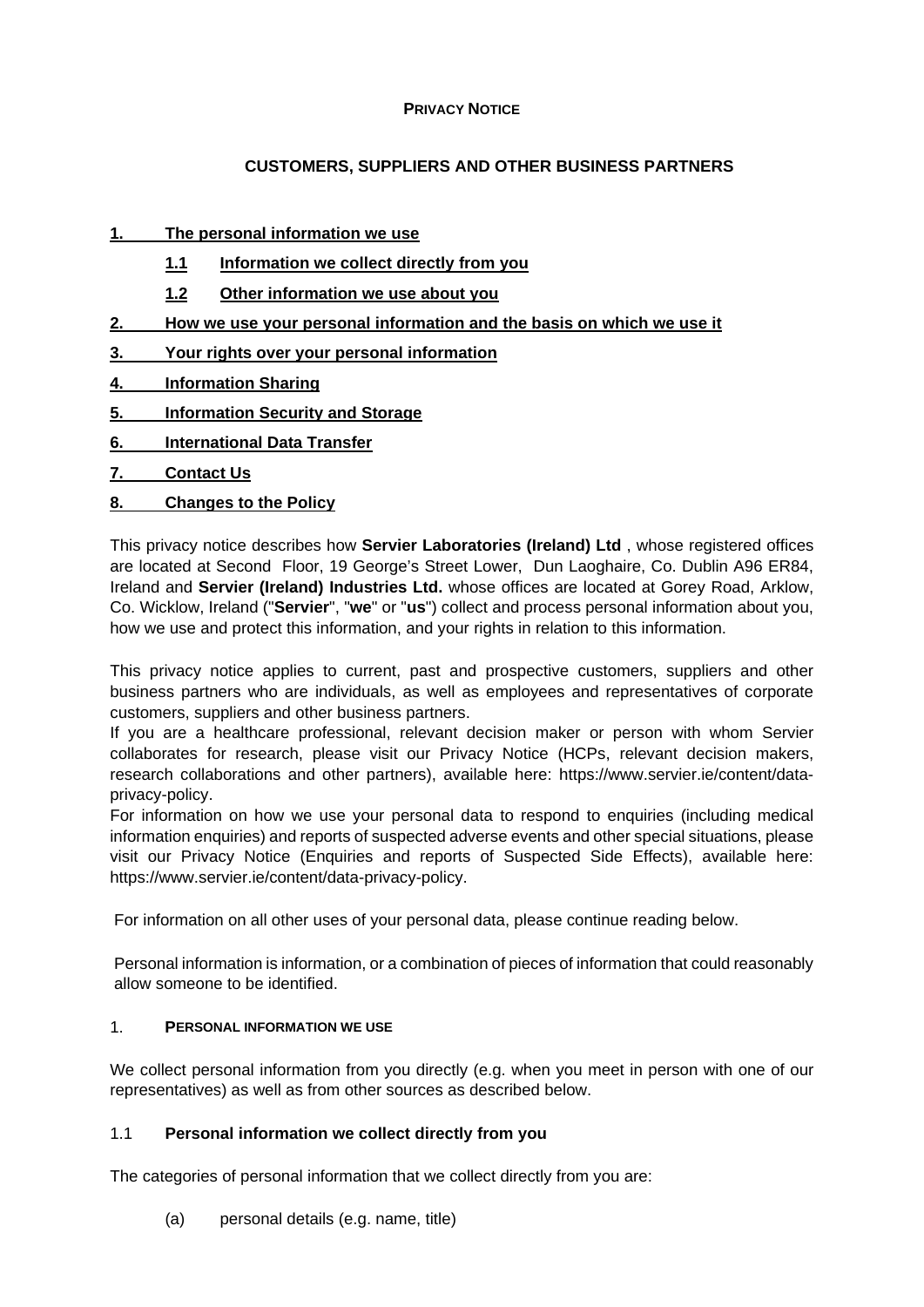**PRIVACY NOTICE**

**CUSTOMERS, SUPPLIERS AND OTHER BUSINESS PARTNERS**

1. **The personal information we use**
    - **1.1 Information we collect directly from you**
    - **1.2 Other information we use about you**
2. **How we use your personal information and the basis on which we use it**
3. **Your rights over your personal information**
4. **Information Sharing**
5. **Information Security and Storage**
6. **International Data Transfer**
7. **Contact Us**
8. **Changes to the Policy**

This privacy notice describes how **Servier Laboratories (Ireland) Ltd** , whose registered offices are located at Second Floor, 19 George's Street Lower, Dun Laoghaire, Co. Dublin A96 ER84, Ireland and **Servier (Ireland) Industries Ltd.** whose offices are located at Gorey Road, Arklow, Co. Wicklow, Ireland ("**Servier**", "**we**" or "**us**") collect and process personal information about you, how we use and protect this information, and your rights in relation to this information.

This privacy notice applies to current, past and prospective customers, suppliers and other business partners who are individuals, as well as employees and representatives of corporate customers, suppliers and other business partners.

If you are a healthcare professional, relevant decision maker or person with whom Servier collaborates for research, please visit our Privacy Notice (HCPs, relevant decision makers, research collaborations and other partners), available here: https://www.servier.ie/content/data-privacy-policy.

For information on how we use your personal data to respond to enquiries (including medical information enquiries) and reports of suspected adverse events and other special situations, please visit our Privacy Notice (Enquiries and reports of Suspected Side Effects), available here: https://www.servier.ie/content/data-privacy-policy.

For information on all other uses of your personal data, please continue reading below.

Personal information is information, or a combination of pieces of information that could reasonably allow someone to be identified.

## 1. PERSONAL INFORMATION WE USE

We collect personal information from you directly (e.g. when you meet in person with one of our representatives) as well as from other sources as described below.

### 1.1 Personal information we collect directly from you

The categories of personal information that we collect directly from you are:

(a) personal details (e.g. name, title)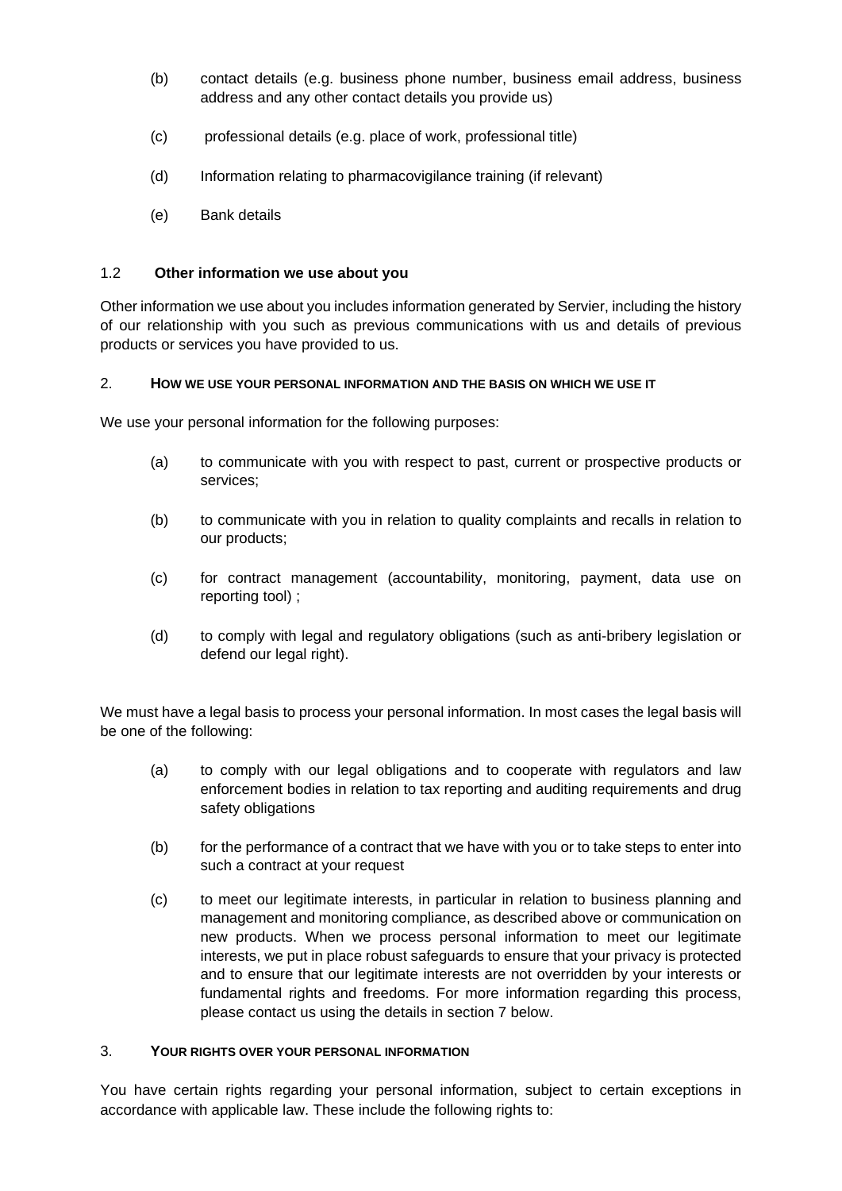(b) contact details (e.g. business phone number, business email address, business address and any other contact details you provide us)

(c) professional details (e.g. place of work, professional title)

(d) Information relating to pharmacovigilance training (if relevant)

(e) Bank details

### 1.2 **Other information we use about you**

Other information we use about you includes information generated by Servier, including the history of our relationship with you such as previous communications with us and details of previous products or services you have provided to us.

## 2. HOW WE USE YOUR PERSONAL INFORMATION AND THE BASIS ON WHICH WE USE IT

We use your personal information for the following purposes:

(a) to communicate with you with respect to past, current or prospective products or services;

(b) to communicate with you in relation to quality complaints and recalls in relation to our products;

(c) for contract management (accountability, monitoring, payment, data use on reporting tool) ;

(d) to comply with legal and regulatory obligations (such as anti-bribery legislation or defend our legal right).

We must have a legal basis to process your personal information. In most cases the legal basis will be one of the following:

(a) to comply with our legal obligations and to cooperate with regulators and law enforcement bodies in relation to tax reporting and auditing requirements and drug safety obligations

(b) for the performance of a contract that we have with you or to take steps to enter into such a contract at your request

(c) to meet our legitimate interests, in particular in relation to business planning and management and monitoring compliance, as described above or communication on new products. When we process personal information to meet our legitimate interests, we put in place robust safeguards to ensure that your privacy is protected and to ensure that our legitimate interests are not overridden by your interests or fundamental rights and freedoms. For more information regarding this process, please contact us using the details in section 7 below.

## 3. YOUR RIGHTS OVER YOUR PERSONAL INFORMATION

You have certain rights regarding your personal information, subject to certain exceptions in accordance with applicable law. These include the following rights to: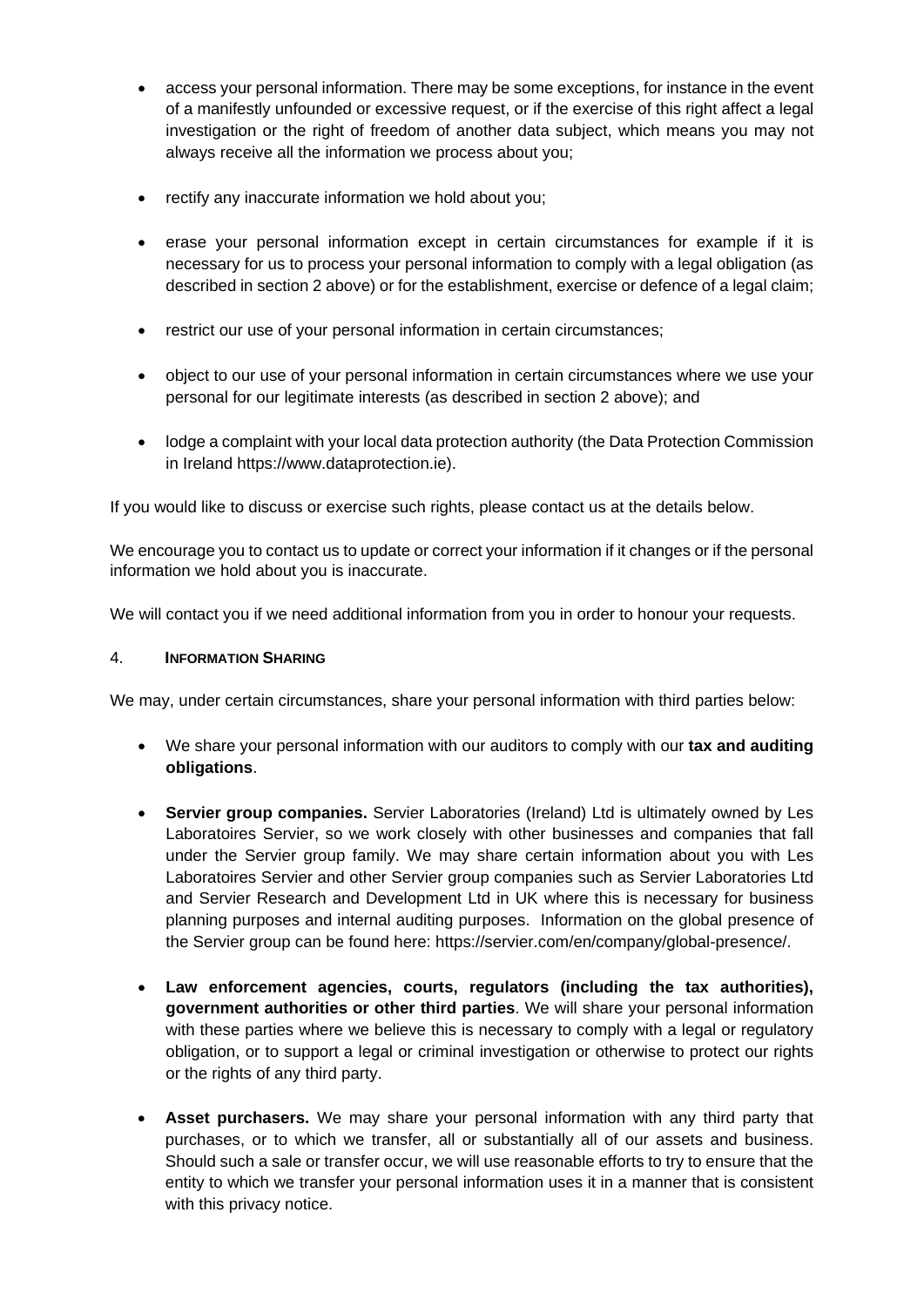- access your personal information. There may be some exceptions, for instance in the event of a manifestly unfounded or excessive request, or if the exercise of this right affect a legal investigation or the right of freedom of another data subject, which means you may not always receive all the information we process about you;

- rectify any inaccurate information we hold about you;

- erase your personal information except in certain circumstances for example if it is necessary for us to process your personal information to comply with a legal obligation (as described in section 2 above) or for the establishment, exercise or defence of a legal claim;

- restrict our use of your personal information in certain circumstances;

- object to our use of your personal information in certain circumstances where we use your personal for our legitimate interests (as described in section 2 above); and

- lodge a complaint with your local data protection authority (the Data Protection Commission in Ireland https://www.dataprotection.ie).

If you would like to discuss or exercise such rights, please contact us at the details below.

We encourage you to contact us to update or correct your information if it changes or if the personal information we hold about you is inaccurate.

We will contact you if we need additional information from you in order to honour your requests.

## 4. Information Sharing

We may, under certain circumstances, share your personal information with third parties below:

- We share your personal information with our auditors to comply with our **tax and auditing obligations**.

- **Servier group companies.** Servier Laboratories (Ireland) Ltd is ultimately owned by Les Laboratoires Servier, so we work closely with other businesses and companies that fall under the Servier group family. We may share certain information about you with Les Laboratoires Servier and other Servier group companies such as Servier Laboratories Ltd and Servier Research and Development Ltd in UK where this is necessary for business planning purposes and internal auditing purposes. Information on the global presence of the Servier group can be found here: https://servier.com/en/company/global-presence/.

- **Law enforcement agencies, courts, regulators (including the tax authorities), government authorities or other third parties**. We will share your personal information with these parties where we believe this is necessary to comply with a legal or regulatory obligation, or to support a legal or criminal investigation or otherwise to protect our rights or the rights of any third party.

- **Asset purchasers.** We may share your personal information with any third party that purchases, or to which we transfer, all or substantially all of our assets and business. Should such a sale or transfer occur, we will use reasonable efforts to try to ensure that the entity to which we transfer your personal information uses it in a manner that is consistent with this privacy notice.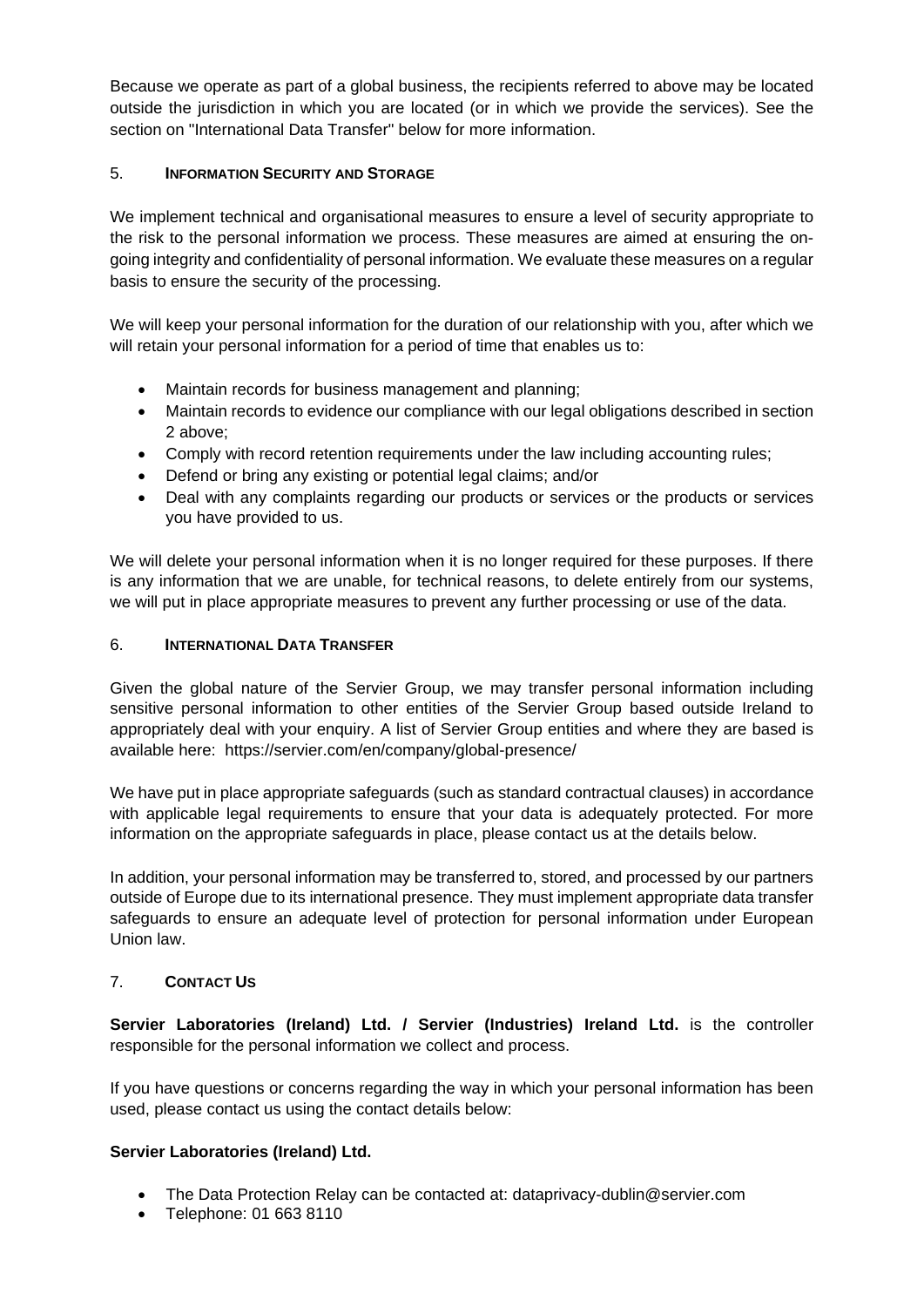Because we operate as part of a global business, the recipients referred to above may be located outside the jurisdiction in which you are located (or in which we provide the services). See the section on "International Data Transfer" below for more information.

## 5. INFORMATION SECURITY AND STORAGE

We implement technical and organisational measures to ensure a level of security appropriate to the risk to the personal information we process. These measures are aimed at ensuring the on-going integrity and confidentiality of personal information. We evaluate these measures on a regular basis to ensure the security of the processing.

We will keep your personal information for the duration of our relationship with you, after which we will retain your personal information for a period of time that enables us to:

- Maintain records for business management and planning;
- Maintain records to evidence our compliance with our legal obligations described in section 2 above;
- Comply with record retention requirements under the law including accounting rules;
- Defend or bring any existing or potential legal claims; and/or
- Deal with any complaints regarding our products or services or the products or services you have provided to us.

We will delete your personal information when it is no longer required for these purposes. If there is any information that we are unable, for technical reasons, to delete entirely from our systems, we will put in place appropriate measures to prevent any further processing or use of the data.

## 6. INTERNATIONAL DATA TRANSFER

Given the global nature of the Servier Group, we may transfer personal information including sensitive personal information to other entities of the Servier Group based outside Ireland to appropriately deal with your enquiry. A list of Servier Group entities and where they are based is available here: https://servier.com/en/company/global-presence/

We have put in place appropriate safeguards (such as standard contractual clauses) in accordance with applicable legal requirements to ensure that your data is adequately protected. For more information on the appropriate safeguards in place, please contact us at the details below.

In addition, your personal information may be transferred to, stored, and processed by our partners outside of Europe due to its international presence. They must implement appropriate data transfer safeguards to ensure an adequate level of protection for personal information under European Union law.

## 7. CONTACT US

**Servier Laboratories (Ireland) Ltd. / Servier (Industries) Ireland Ltd.** is the controller responsible for the personal information we collect and process.

If you have questions or concerns regarding the way in which your personal information has been used, please contact us using the contact details below:

**Servier Laboratories (Ireland) Ltd.**

- The Data Protection Relay can be contacted at: dataprivacy-dublin@servier.com
- Telephone: 01 663 8110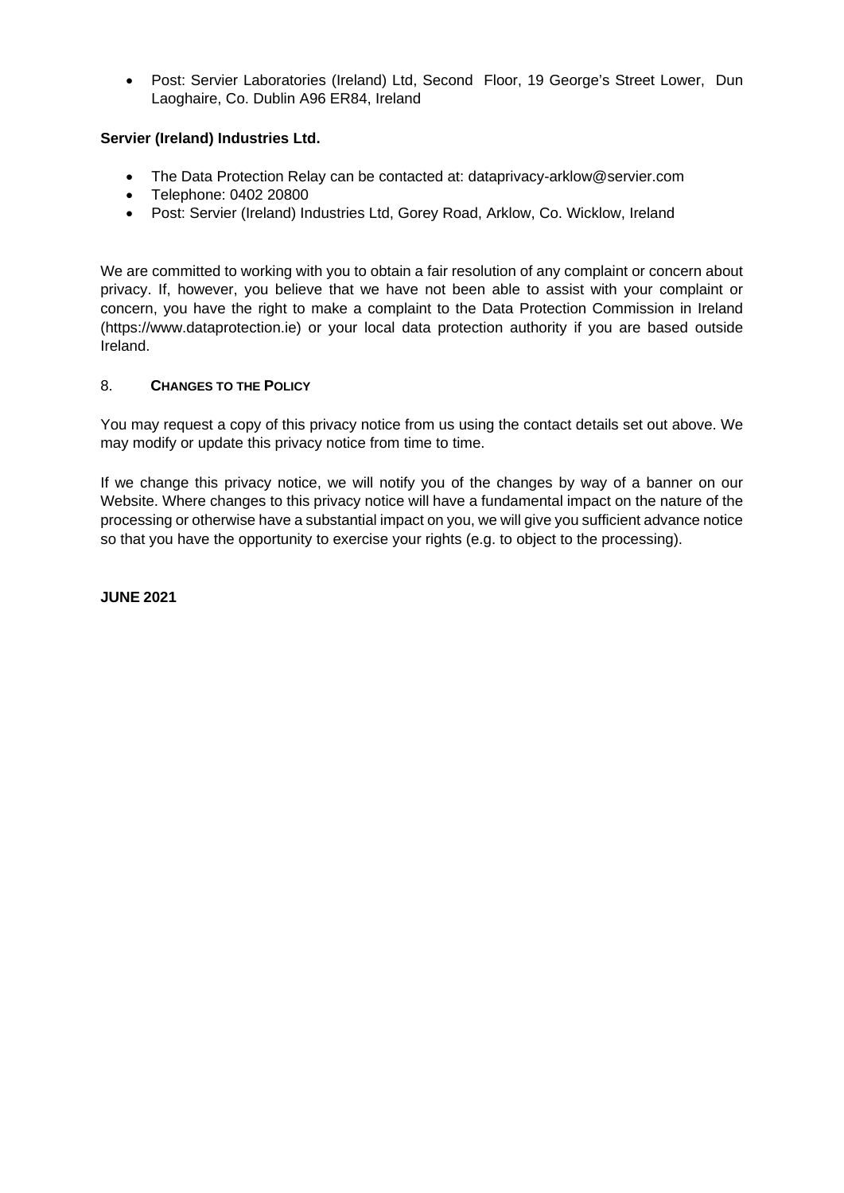- Post: Servier Laboratories (Ireland) Ltd, Second Floor, 19 George's Street Lower, Dun Laoghaire, Co. Dublin A96 ER84, Ireland

**Servier (Ireland) Industries Ltd.**

- The Data Protection Relay can be contacted at: dataprivacy-arklow@servier.com
- Telephone: 0402 20800
- Post: Servier (Ireland) Industries Ltd, Gorey Road, Arklow, Co. Wicklow, Ireland

We are committed to working with you to obtain a fair resolution of any complaint or concern about privacy. If, however, you believe that we have not been able to assist with your complaint or concern, you have the right to make a complaint to the Data Protection Commission in Ireland (https://www.dataprotection.ie) or your local data protection authority if you are based outside Ireland.

## 8. CHANGES TO THE POLICY

You may request a copy of this privacy notice from us using the contact details set out above. We may modify or update this privacy notice from time to time.

If we change this privacy notice, we will notify you of the changes by way of a banner on our Website. Where changes to this privacy notice will have a fundamental impact on the nature of the processing or otherwise have a substantial impact on you, we will give you sufficient advance notice so that you have the opportunity to exercise your rights (e.g. to object to the processing).

**JUNE 2021**